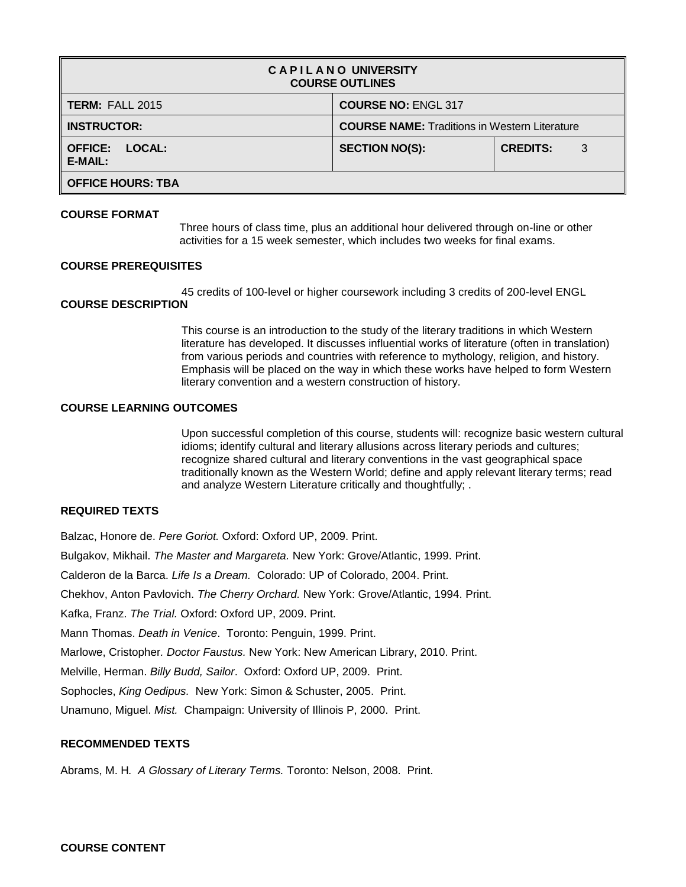| **C A P I L A N O UNIVERSITY COURSE OUTLINES** | | |
|---|---|---|
| **TERM:** FALL 2015 | **COURSE NO:** ENGL 317 | |
| **INSTRUCTOR:** | **COURSE NAME:** Traditions in Western Literature | |
| **OFFICE: LOCAL: E-MAIL:** | **SECTION NO(S):** | **CREDITS:** 3 |
| **OFFICE HOURS: TBA** | | |

**COURSE FORMAT**

Three hours of class time, plus an additional hour delivered through on-line or other activities for a 15 week semester, which includes two weeks for final exams.

**COURSE PREREQUISITES**

45 credits of 100-level or higher coursework including 3 credits of 200-level ENGL

**COURSE DESCRIPTION**

This course is an introduction to the study of the literary traditions in which Western literature has developed. It discusses influential works of literature (often in translation) from various periods and countries with reference to mythology, religion, and history. Emphasis will be placed on the way in which these works have helped to form Western literary convention and a western construction of history.

**COURSE LEARNING OUTCOMES**

Upon successful completion of this course, students will: recognize basic western cultural idioms; identify cultural and literary allusions across literary periods and cultures; recognize shared cultural and literary conventions in the vast geographical space traditionally known as the Western World; define and apply relevant literary terms; read and analyze Western Literature critically and thoughtfully; .

**REQUIRED TEXTS**

Balzac, Honore de. *Pere Goriot.* Oxford: Oxford UP, 2009. Print.

Bulgakov, Mikhail. *The Master and Margareta.* New York: Grove/Atlantic, 1999. Print.

Calderon de la Barca. *Life Is a Dream.* Colorado: UP of Colorado, 2004. Print.

Chekhov, Anton Pavlovich. *The Cherry Orchard.* New York: Grove/Atlantic, 1994. Print.

Kafka, Franz. *The Trial.* Oxford: Oxford UP, 2009. Print.

Mann Thomas. *Death in Venice*. Toronto: Penguin, 1999. Print.

Marlowe, Cristopher. *Doctor Faustus.* New York: New American Library, 2010. Print.

Melville, Herman. *Billy Budd, Sailor*. Oxford: Oxford UP, 2009. Print.

Sophocles, *King Oedipus.* New York: Simon & Schuster, 2005. Print.

Unamuno, Miguel. *Mist.* Champaign: University of Illinois P, 2000. Print.

**RECOMMENDED TEXTS**

Abrams, M. H. *A Glossary of Literary Terms.* Toronto: Nelson, 2008. Print.

**COURSE CONTENT**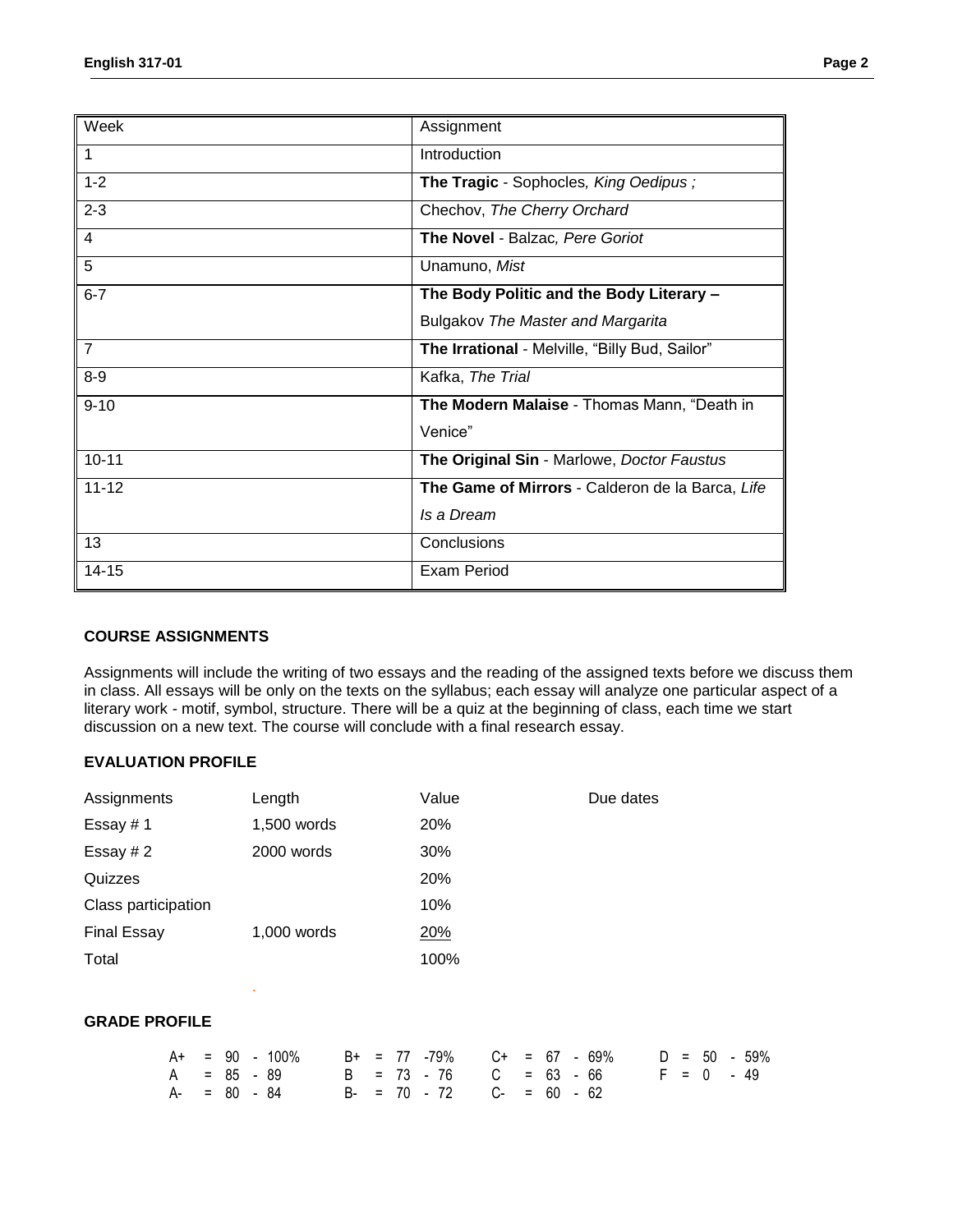| Week | Assignment |
|---|---|
| 1 | Introduction |
| 1-2 | **The Tragic** - Sophocles*, King Oedipus ;* |
| 2-3 | Chechov, *The Cherry Orchard* |
| 4 | **The Novel** - Balzac*, Pere Goriot* |
| 5 | Unamuno, *Mist* |
| 6-7 | **The Body Politic and the Body Literary –** Bulgakov *The Master and Margarita* |
| 7 | **The Irrational** - Melville, "Billy Bud, Sailor" |
| 8-9 | Kafka, *The Trial* |
| 9-10 | **The Modern Malaise** - Thomas Mann, "Death in Venice" |
| 10-11 | **The Original Sin** - Marlowe, *Doctor Faustus* |
| 11-12 | **The Game of Mirrors** - Calderon de la Barca, *Life Is a Dream* |
| 13 | Conclusions |
| 14-15 | Exam Period |

### COURSE ASSIGNMENTS

Assignments will include the writing of two essays and the reading of the assigned texts before we discuss them in class. All essays will be only on the texts on the syllabus; each essay will analyze one particular aspect of a literary work - motif, symbol, structure. There will be a quiz at the beginning of class, each time we start discussion on a new text. The course will conclude with a final research essay.

### EVALUATION PROFILE

| Assignments | Length | Value | Due dates |
|---|---|---|---|
| Essay # 1 | 1,500 words | 20% | |
| Essay # 2 | 2000 words | 30% | |
| Quizzes | | 20% | |
| Class participation | | 10% | |
| Final Essay | 1,000 words | 20% | |
| Total | | 100% | |

### GRADE PROFILE

| | | | |
|---|---|---|---|
| A+ = 90 - 100% | B+ = 77 -79% | C+ = 67 - 69% | D = 50 - 59% |
| A = 85 - 89 | B = 73 - 76 | C = 63 - 66 | F = 0 - 49 |
| A- = 80 - 84 | B- = 70 - 72 | C- = 60 - 62 | |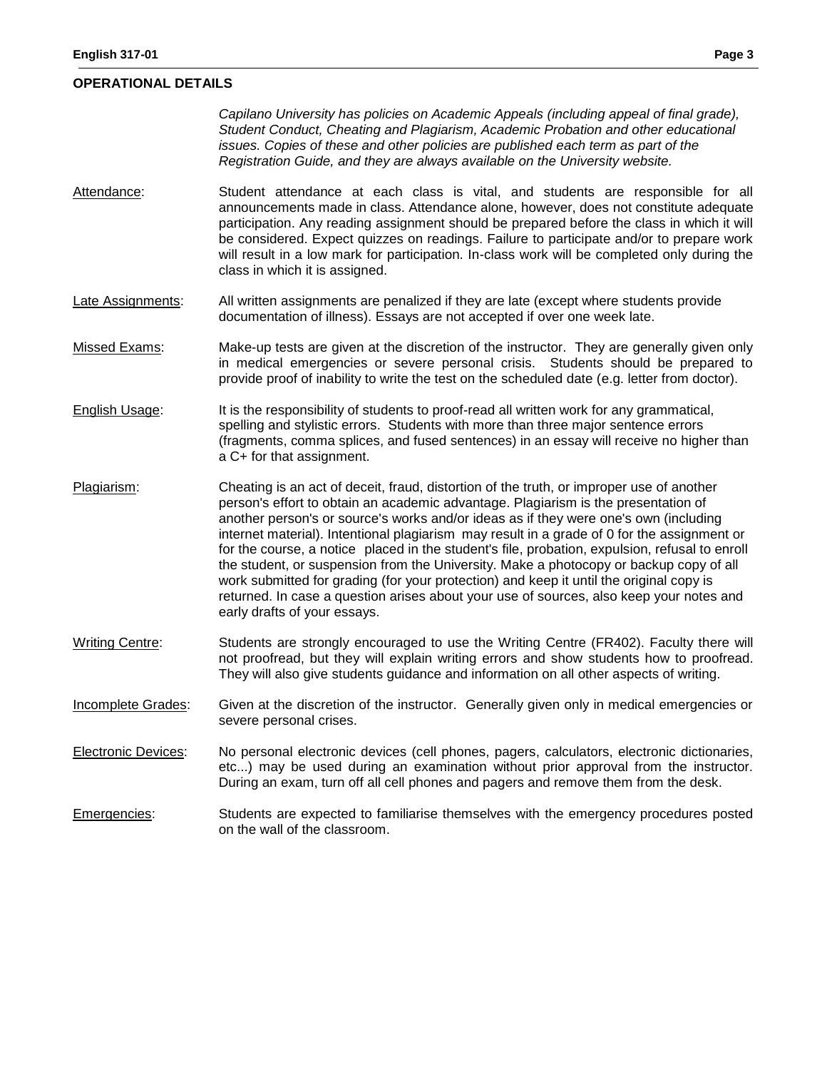## OPERATIONAL DETAILS

*Capilano University has policies on Academic Appeals (including appeal of final grade), Student Conduct, Cheating and Plagiarism, Academic Probation and other educational issues. Copies of these and other policies are published each term as part of the Registration Guide, and they are always available on the University website.*

Attendance: Student attendance at each class is vital, and students are responsible for all announcements made in class. Attendance alone, however, does not constitute adequate participation. Any reading assignment should be prepared before the class in which it will be considered. Expect quizzes on readings. Failure to participate and/or to prepare work will result in a low mark for participation. In-class work will be completed only during the class in which it is assigned.

Late Assignments: All written assignments are penalized if they are late (except where students provide documentation of illness). Essays are not accepted if over one week late.

Missed Exams: Make-up tests are given at the discretion of the instructor. They are generally given only in medical emergencies or severe personal crisis. Students should be prepared to provide proof of inability to write the test on the scheduled date (e.g. letter from doctor).

English Usage: It is the responsibility of students to proof-read all written work for any grammatical, spelling and stylistic errors. Students with more than three major sentence errors (fragments, comma splices, and fused sentences) in an essay will receive no higher than a C+ for that assignment.

Plagiarism: Cheating is an act of deceit, fraud, distortion of the truth, or improper use of another person's effort to obtain an academic advantage. Plagiarism is the presentation of another person's or source's works and/or ideas as if they were one's own (including internet material). Intentional plagiarism may result in a grade of 0 for the assignment or for the course, a notice placed in the student's file, probation, expulsion, refusal to enroll the student, or suspension from the University. Make a photocopy or backup copy of all work submitted for grading (for your protection) and keep it until the original copy is returned. In case a question arises about your use of sources, also keep your notes and early drafts of your essays.

Writing Centre: Students are strongly encouraged to use the Writing Centre (FR402). Faculty there will not proofread, but they will explain writing errors and show students how to proofread. They will also give students guidance and information on all other aspects of writing.

Incomplete Grades: Given at the discretion of the instructor. Generally given only in medical emergencies or severe personal crises.

Electronic Devices: No personal electronic devices (cell phones, pagers, calculators, electronic dictionaries, etc...) may be used during an examination without prior approval from the instructor. During an exam, turn off all cell phones and pagers and remove them from the desk.

Emergencies: Students are expected to familiarise themselves with the emergency procedures posted on the wall of the classroom.